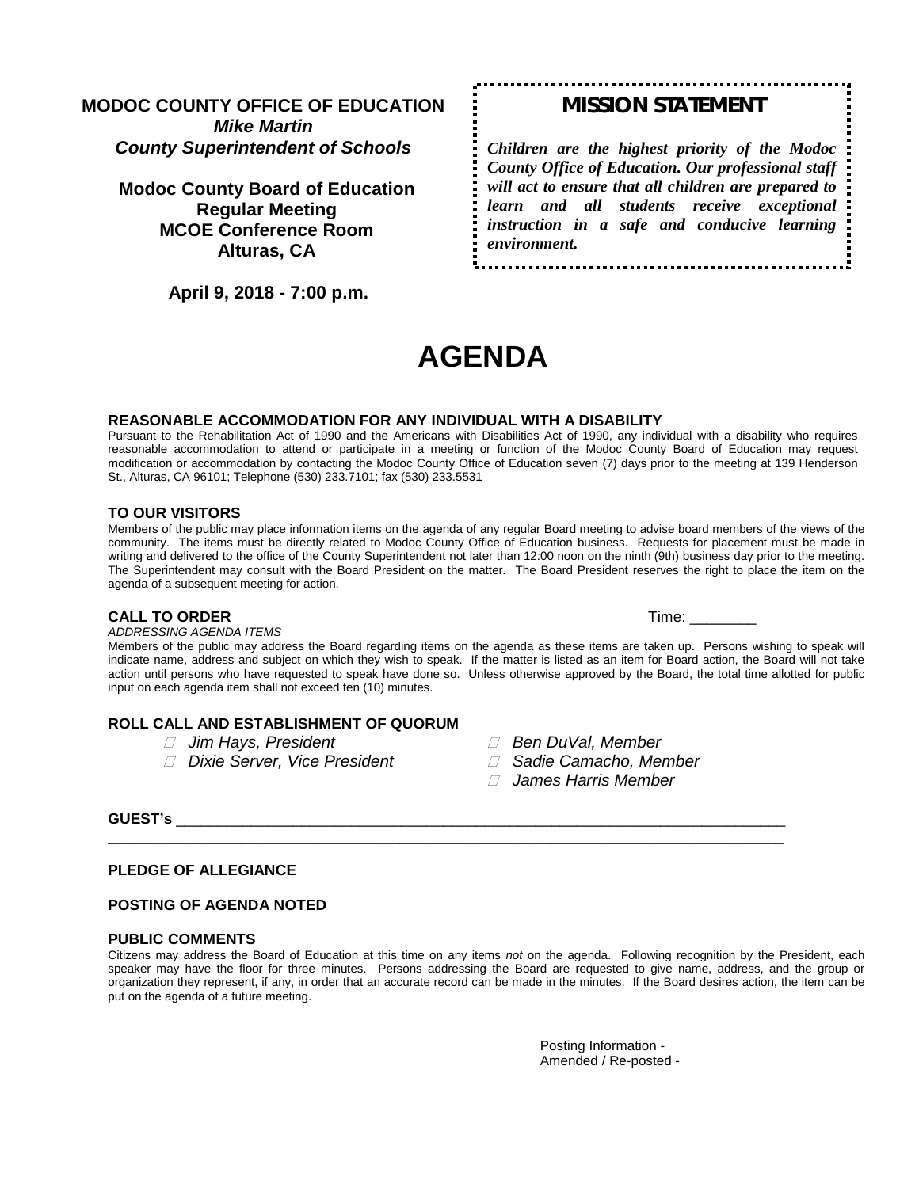**MODOC COUNTY OFFICE OF EDUCATION**
***Mike Martin***
***County Superintendent of Schools***

**Modoc County Board of Education**
**Regular Meeting**
**MCOE Conference Room**
**Alturas, CA**

**April 9, 2018 - 7:00 p.m.**

**MISSION STATEMENT**

*Children are the highest priority of the Modoc County Office of Education. Our professional staff will act to ensure that all children are prepared to learn and all students receive exceptional instruction in a safe and conducive learning environment.*

# AGENDA

### REASONABLE ACCOMMODATION FOR ANY INDIVIDUAL WITH A DISABILITY

Pursuant to the Rehabilitation Act of 1990 and the Americans with Disabilities Act of 1990, any individual with a disability who requires reasonable accommodation to attend or participate in a meeting or function of the Modoc County Board of Education may request modification or accommodation by contacting the Modoc County Office of Education seven (7) days prior to the meeting at 139 Henderson St., Alturas, CA 96101; Telephone (530) 233.7101; fax (530) 233.5531

### TO OUR VISITORS

Members of the public may place information items on the agenda of any regular Board meeting to advise board members of the views of the community. The items must be directly related to Modoc County Office of Education business. Requests for placement must be made in writing and delivered to the office of the County Superintendent not later than 12:00 noon on the ninth (9th) business day prior to the meeting. The Superintendent may consult with the Board President on the matter. The Board President reserves the right to place the item on the agenda of a subsequent meeting for action.

### CALL TO ORDER

Time: ________

*ADDRESSING AGENDA ITEMS*

Members of the public may address the Board regarding items on the agenda as these items are taken up. Persons wishing to speak will indicate name, address and subject on which they wish to speak. If the matter is listed as an item for Board action, the Board will not take action until persons who have requested to speak have done so. Unless otherwise approved by the Board, the total time allotted for public input on each agenda item shall not exceed ten (10) minutes.

### ROLL CALL AND ESTABLISHMENT OF QUORUM

- *Jim Hays, President*
- *Dixie Server, Vice President*
- *Ben DuVal, Member*
- *Sadie Camacho, Member*
- *James Harris Member*

**GUEST's** ______________________________________________________________________________

______________________________________________________________________________________

### PLEDGE OF ALLEGIANCE

### POSTING OF AGENDA NOTED

### PUBLIC COMMENTS

Citizens may address the Board of Education at this time on any items *not* on the agenda. Following recognition by the President, each speaker may have the floor for three minutes. Persons addressing the Board are requested to give name, address, and the group or organization they represent, if any, in order that an accurate record can be made in the minutes. If the Board desires action, the item can be put on the agenda of a future meeting.

Posting Information -
Amended / Re-posted -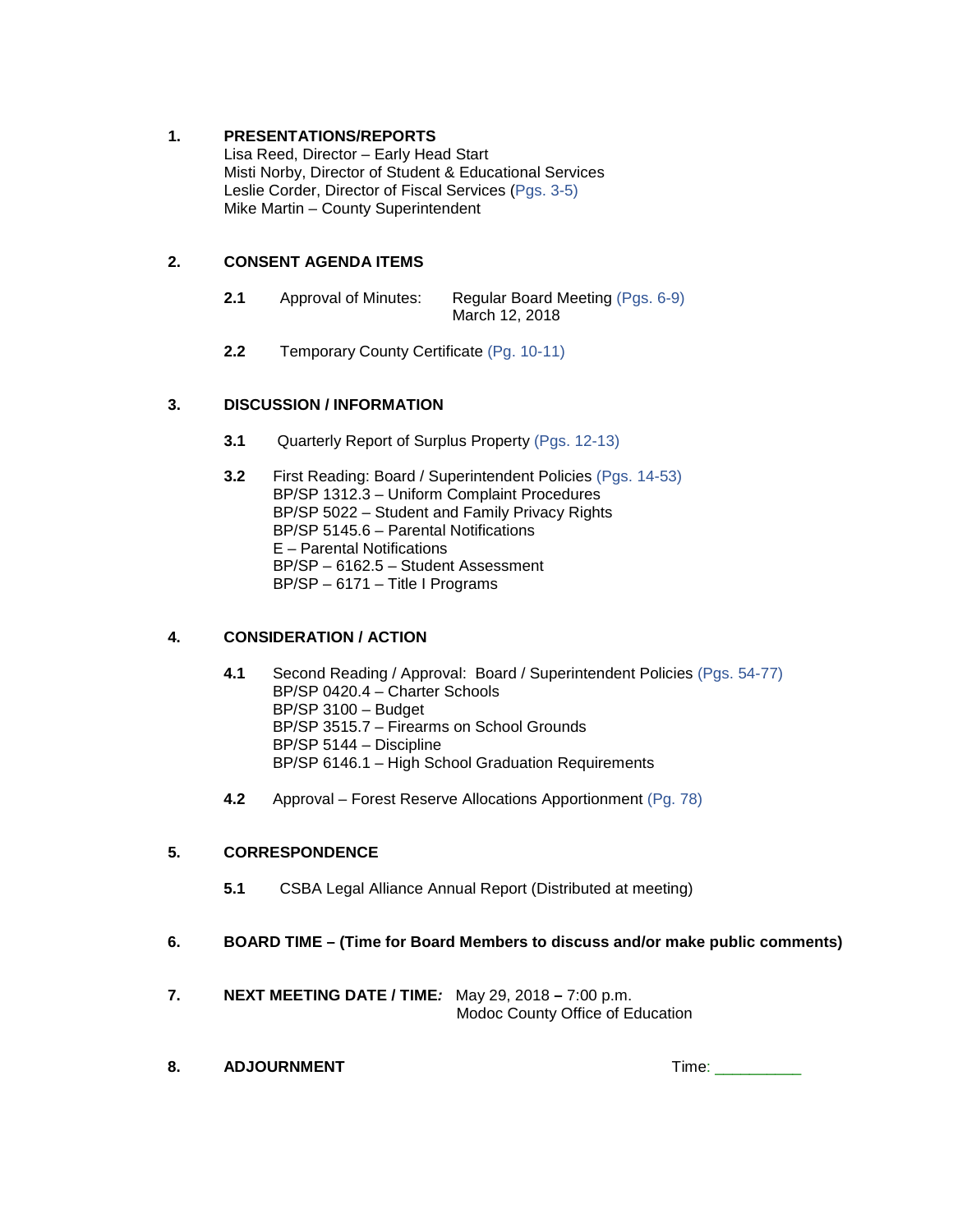1. **PRESENTATIONS/REPORTS**
   Lisa Reed, Director – Early Head Start
   Misti Norby, Director of Student & Educational Services
   Leslie Corder, Director of Fiscal Services (Pgs. 3-5)
   Mike Martin – County Superintendent

2. **CONSENT AGENDA ITEMS**

   **2.1** Approval of Minutes: Regular Board Meeting (Pgs. 6-9)
   March 12, 2018

   **2.2** Temporary County Certificate (Pg. 10-11)

3. **DISCUSSION / INFORMATION**

   **3.1** Quarterly Report of Surplus Property (Pgs. 12-13)

   **3.2** First Reading: Board / Superintendent Policies (Pgs. 14-53)
   BP/SP 1312.3 – Uniform Complaint Procedures
   BP/SP 5022 – Student and Family Privacy Rights
   BP/SP 5145.6 – Parental Notifications
   E – Parental Notifications
   BP/SP – 6162.5 – Student Assessment
   BP/SP – 6171 – Title I Programs

4. **CONSIDERATION / ACTION**

   **4.1** Second Reading / Approval: Board / Superintendent Policies (Pgs. 54-77)
   BP/SP 0420.4 – Charter Schools
   BP/SP 3100 – Budget
   BP/SP 3515.7 – Firearms on School Grounds
   BP/SP 5144 – Discipline
   BP/SP 6146.1 – High School Graduation Requirements

   **4.2** Approval – Forest Reserve Allocations Apportionment (Pg. 78)

5. **CORRESPONDENCE**

   **5.1** CSBA Legal Alliance Annual Report (Distributed at meeting)

6. **BOARD TIME – (Time for Board Members to discuss and/or make public comments)**

7. **NEXT MEETING DATE / TIME:** May 29, 2018 **–** 7:00 p.m.
   Modoc County Office of Education

8. **ADJOURNMENT** Time: __________